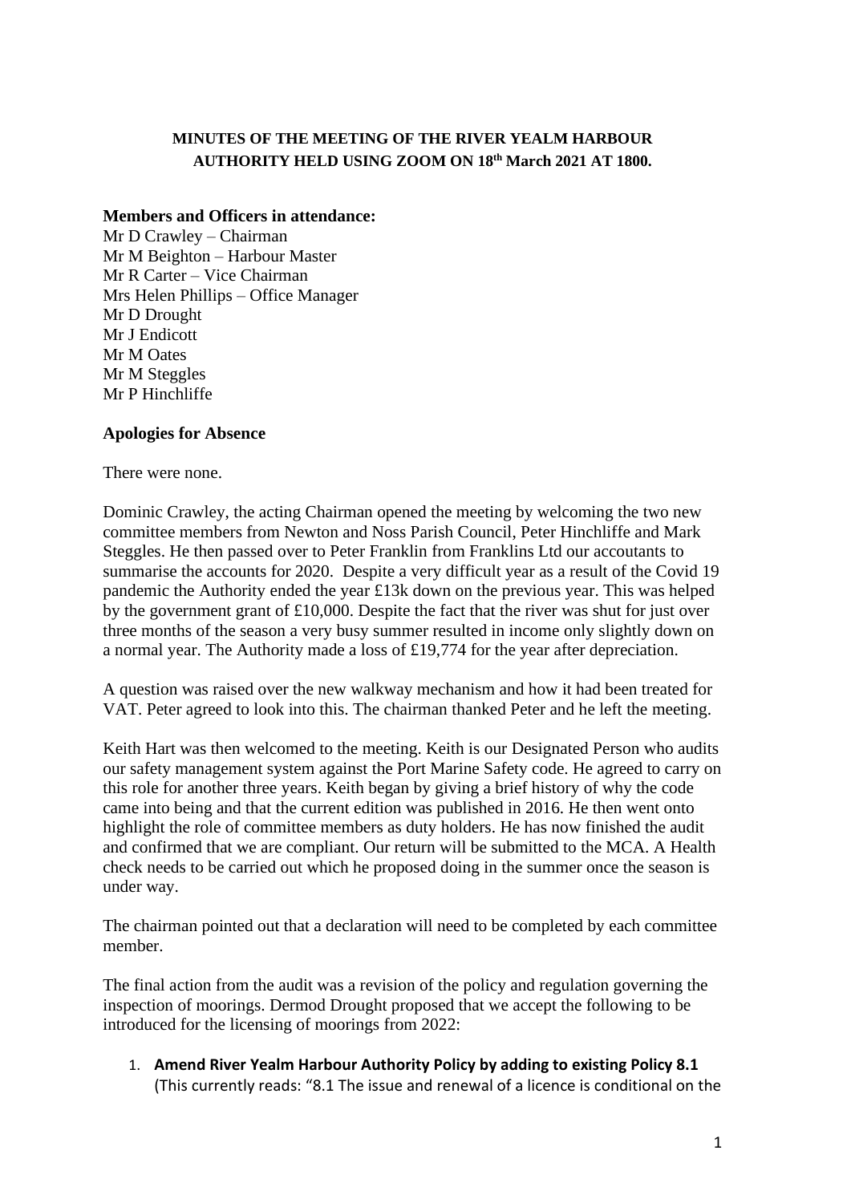**MINUTES OF THE MEETING OF THE RIVER YEALM HARBOUR AUTHORITY HELD USING ZOOM ON 18th March 2021 AT 1800.**

**Members and Officers in attendance:**
Mr D Crawley – Chairman
Mr M Beighton – Harbour Master
Mr R Carter – Vice Chairman
Mrs Helen Phillips – Office Manager
Mr D Drought
Mr J Endicott
Mr M Oates
Mr M Steggles
Mr P Hinchliffe

**Apologies for Absence**

There were none.

Dominic Crawley, the acting Chairman opened the meeting by welcoming the two new committee members from Newton and Noss Parish Council, Peter Hinchliffe and Mark Steggles. He then passed over to Peter Franklin from Franklins Ltd our accountants to summarise the accounts for 2020. Despite a very difficult year as a result of the Covid 19 pandemic the Authority ended the year £13k down on the previous year. This was helped by the government grant of £10,000. Despite the fact that the river was shut for just over three months of the season a very busy summer resulted in income only slightly down on a normal year. The Authority made a loss of £19,774 for the year after depreciation.

A question was raised over the new walkway mechanism and how it had been treated for VAT. Peter agreed to look into this. The chairman thanked Peter and he left the meeting.

Keith Hart was then welcomed to the meeting. Keith is our Designated Person who audits our safety management system against the Port Marine Safety code. He agreed to carry on this role for another three years. Keith began by giving a brief history of why the code came into being and that the current edition was published in 2016. He then went onto highlight the role of committee members as duty holders. He has now finished the audit and confirmed that we are compliant. Our return will be submitted to the MCA. A Health check needs to be carried out which he proposed doing in the summer once the season is under way.

The chairman pointed out that a declaration will need to be completed by each committee member.

The final action from the audit was a revision of the policy and regulation governing the inspection of moorings. Dermod Drought proposed that we accept the following to be introduced for the licensing of moorings from 2022:

1. **Amend River Yealm Harbour Authority Policy by adding to existing Policy 8.1** (This currently reads: "8.1 The issue and renewal of a licence is conditional on the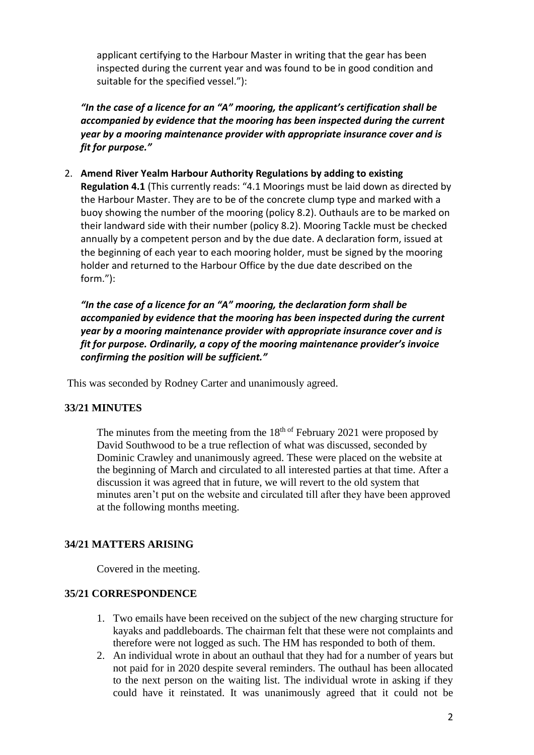applicant certifying to the Harbour Master in writing that the gear has been inspected during the current year and was found to be in good condition and suitable for the specified vessel."):

***"In the case of a licence for an "A" mooring, the applicant's certification shall be accompanied by evidence that the mooring has been inspected during the current year by a mooring maintenance provider with appropriate insurance cover and is fit for purpose."***

2. **Amend River Yealm Harbour Authority Regulations by adding to existing Regulation 4.1** (This currently reads: "4.1 Moorings must be laid down as directed by the Harbour Master. They are to be of the concrete clump type and marked with a buoy showing the number of the mooring (policy 8.2). Outhauls are to be marked on their landward side with their number (policy 8.2). Mooring Tackle must be checked annually by a competent person and by the due date. A declaration form, issued at the beginning of each year to each mooring holder, must be signed by the mooring holder and returned to the Harbour Office by the due date described on the form."):

   ***"In the case of a licence for an "A" mooring, the declaration form shall be accompanied by evidence that the mooring has been inspected during the current year by a mooring maintenance provider with appropriate insurance cover and is fit for purpose. Ordinarily, a copy of the mooring maintenance provider's invoice confirming the position will be sufficient."***

This was seconded by Rodney Carter and unanimously agreed.

### 33/21 MINUTES

The minutes from the meeting from the 18th of February 2021 were proposed by David Southwood to be a true reflection of what was discussed, seconded by Dominic Crawley and unanimously agreed. These were placed on the website at the beginning of March and circulated to all interested parties at that time. After a discussion it was agreed that in future, we will revert to the old system that minutes aren't put on the website and circulated till after they have been approved at the following months meeting.

### 34/21 MATTERS ARISING

Covered in the meeting.

### 35/21 CORRESPONDENCE

1. Two emails have been received on the subject of the new charging structure for kayaks and paddleboards. The chairman felt that these were not complaints and therefore were not logged as such. The HM has responded to both of them.
2. An individual wrote in about an outhaul that they had for a number of years but not paid for in 2020 despite several reminders. The outhaul has been allocated to the next person on the waiting list. The individual wrote in asking if they could have it reinstated. It was unanimously agreed that it could not be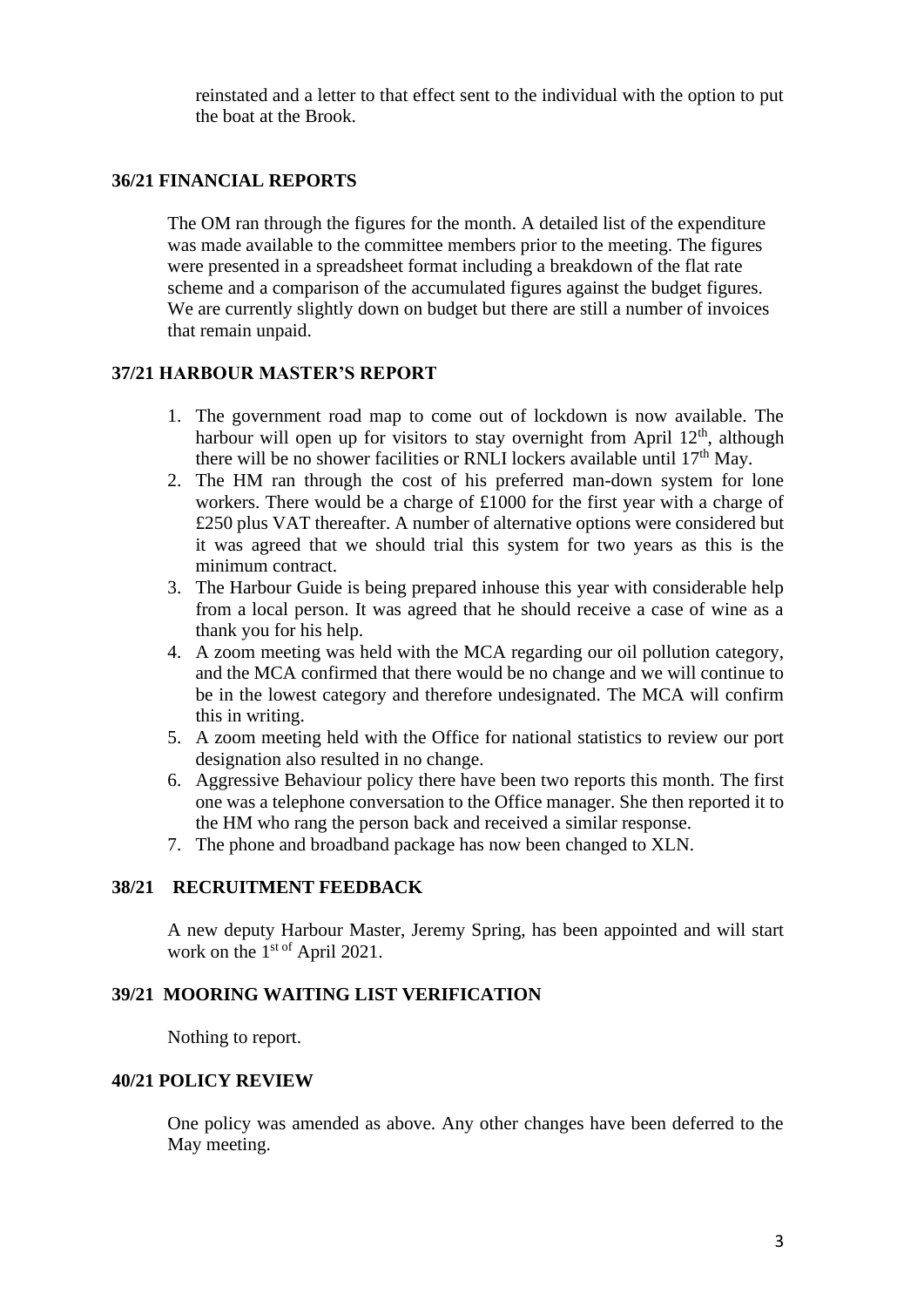reinstated and a letter to that effect sent to the individual with the option to put the boat at the Brook.

### 36/21 FINANCIAL REPORTS

The OM ran through the figures for the month. A detailed list of the expenditure was made available to the committee members prior to the meeting. The figures were presented in a spreadsheet format including a breakdown of the flat rate scheme and a comparison of the accumulated figures against the budget figures. We are currently slightly down on budget but there are still a number of invoices that remain unpaid.

### 37/21 HARBOUR MASTER'S REPORT

1. The government road map to come out of lockdown is now available. The harbour will open up for visitors to stay overnight from April 12th, although there will be no shower facilities or RNLI lockers available until 17th May.
2. The HM ran through the cost of his preferred man-down system for lone workers. There would be a charge of £1000 for the first year with a charge of £250 plus VAT thereafter. A number of alternative options were considered but it was agreed that we should trial this system for two years as this is the minimum contract.
3. The Harbour Guide is being prepared inhouse this year with considerable help from a local person. It was agreed that he should receive a case of wine as a thank you for his help.
4. A zoom meeting was held with the MCA regarding our oil pollution category, and the MCA confirmed that there would be no change and we will continue to be in the lowest category and therefore undesignated. The MCA will confirm this in writing.
5. A zoom meeting held with the Office for national statistics to review our port designation also resulted in no change.
6. Aggressive Behaviour policy there have been two reports this month. The first one was a telephone conversation to the Office manager. She then reported it to the HM who rang the person back and received a similar response.
7. The phone and broadband package has now been changed to XLN.

### 38/21 RECRUITMENT FEEDBACK

A new deputy Harbour Master, Jeremy Spring, has been appointed and will start work on the 1st of April 2021.

### 39/21 MOORING WAITING LIST VERIFICATION

Nothing to report.

### 40/21 POLICY REVIEW

One policy was amended as above. Any other changes have been deferred to the May meeting.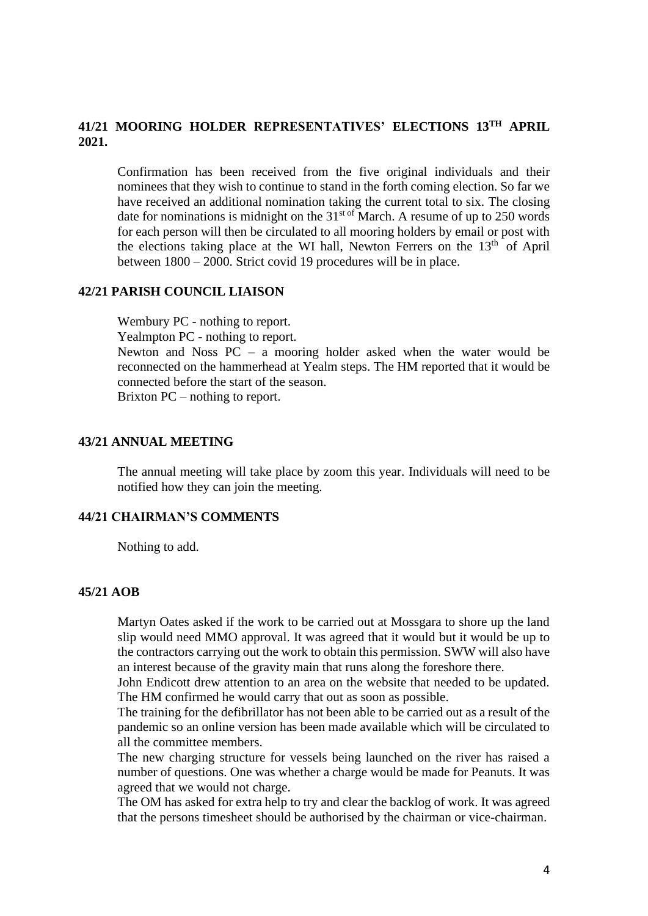**41/21 MOORING HOLDER REPRESENTATIVES' ELECTIONS 13TH APRIL 2021.**

Confirmation has been received from the five original individuals and their nominees that they wish to continue to stand in the forth coming election. So far we have received an additional nomination taking the current total to six. The closing date for nominations is midnight on the 31st of March. A resume of up to 250 words for each person will then be circulated to all mooring holders by email or post with the elections taking place at the WI hall, Newton Ferrers on the 13th of April between 1800 – 2000. Strict covid 19 procedures will be in place.

**42/21 PARISH COUNCIL LIAISON**

Wembury PC - nothing to report.
Yealmpton PC - nothing to report.
Newton and Noss PC – a mooring holder asked when the water would be reconnected on the hammerhead at Yealm steps. The HM reported that it would be connected before the start of the season.
Brixton PC – nothing to report.

**43/21 ANNUAL MEETING**

The annual meeting will take place by zoom this year. Individuals will need to be notified how they can join the meeting.

**44/21 CHAIRMAN'S COMMENTS**

Nothing to add.

**45/21 AOB**

Martyn Oates asked if the work to be carried out at Mossgara to shore up the land slip would need MMO approval. It was agreed that it would but it would be up to the contractors carrying out the work to obtain this permission. SWW will also have an interest because of the gravity main that runs along the foreshore there.
John Endicott drew attention to an area on the website that needed to be updated. The HM confirmed he would carry that out as soon as possible.
The training for the defibrillator has not been able to be carried out as a result of the pandemic so an online version has been made available which will be circulated to all the committee members.
The new charging structure for vessels being launched on the river has raised a number of questions. One was whether a charge would be made for Peanuts. It was agreed that we would not charge.
The OM has asked for extra help to try and clear the backlog of work. It was agreed that the persons timesheet should be authorised by the chairman or vice-chairman.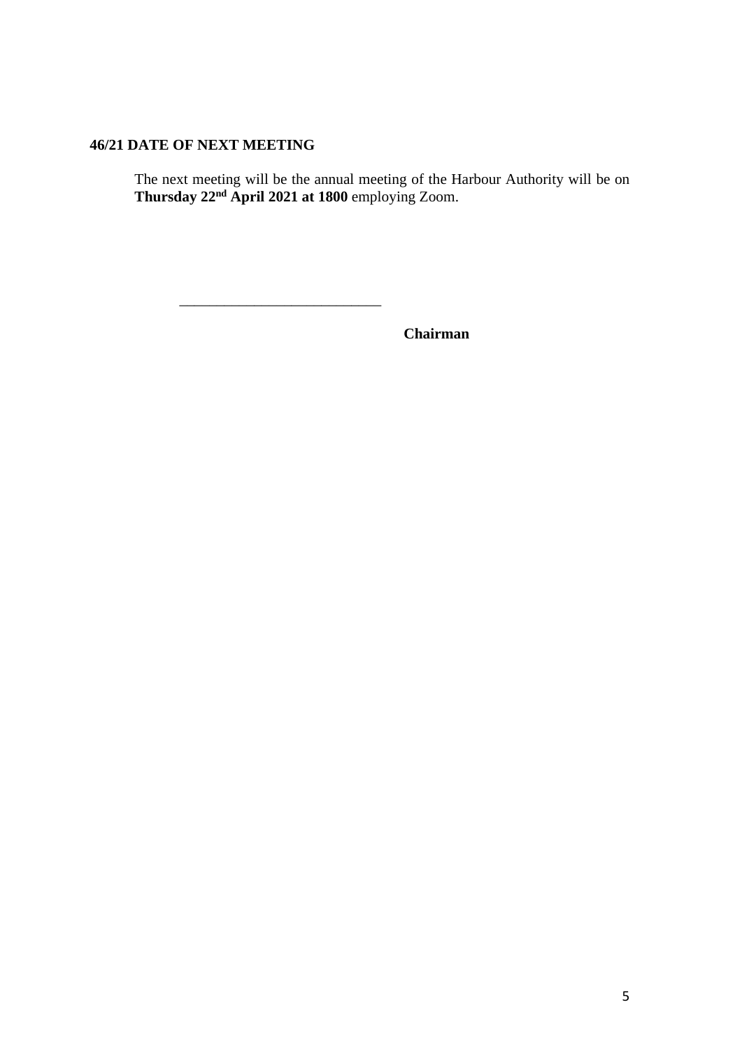**46/21 DATE OF NEXT MEETING**

The next meeting will be the annual meeting of the Harbour Authority will be on **Thursday 22nd April 2021 at 1800** employing Zoom.

___________________________

**Chairman**